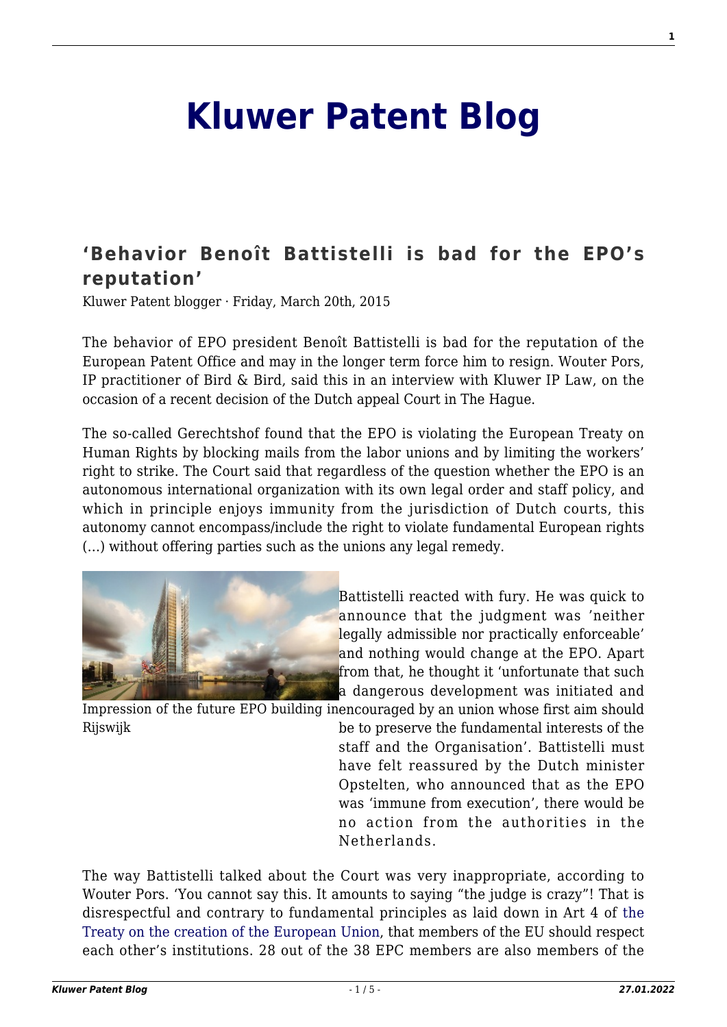# Kluwer Patent Blog

## 'Behavior Benoît Battistelli is bad for the EPO's reputation'

Kluwer Patent blogger · Friday, March 20th, 2015

The behavior of EPO president Benoît Battistelli is bad for the reputation of the European Patent Office and may in the longer term force him to resign. Wouter Pors, IP practitioner of Bird & Bird, said this in an interview with Kluwer IP Law, on the occasion of a recent decision of the Dutch appeal Court in The Hague.

The so-called Gerechtshof found that the EPO is violating the European Treaty on Human Rights by blocking mails from the labor unions and by limiting the workers' right to strike. The Court said that regardless of the question whether the EPO is an autonomous international organization with its own legal order and staff policy, and which in principle enjoys immunity from the jurisdiction of Dutch courts, this autonomy cannot encompass/include the right to violate fundamental European rights (…) without offering parties such as the unions any legal remedy.

Impression of the future EPO building in Rijswijk

Battistelli reacted with fury. He was quick to announce that the judgment was 'neither legally admissible nor practically enforceable' and nothing would change at the EPO. Apart from that, he thought it 'unfortunate that such a dangerous development was initiated and encouraged by an union whose first aim should be to preserve the fundamental interests of the staff and the Organisation'. Battistelli must have felt reassured by the Dutch minister Opstelten, who announced that as the EPO was 'immune from execution', there would be no action from the authorities in the Netherlands.

The way Battistelli talked about the Court was very inappropriate, according to Wouter Pors. 'You cannot say this. It amounts to saying "the judge is crazy"! That is disrespectful and contrary to fundamental principles as laid down in Art 4 of the Treaty on the creation of the European Union, that members of the EU should respect each other's institutions. 28 out of the 38 EPC members are also members of the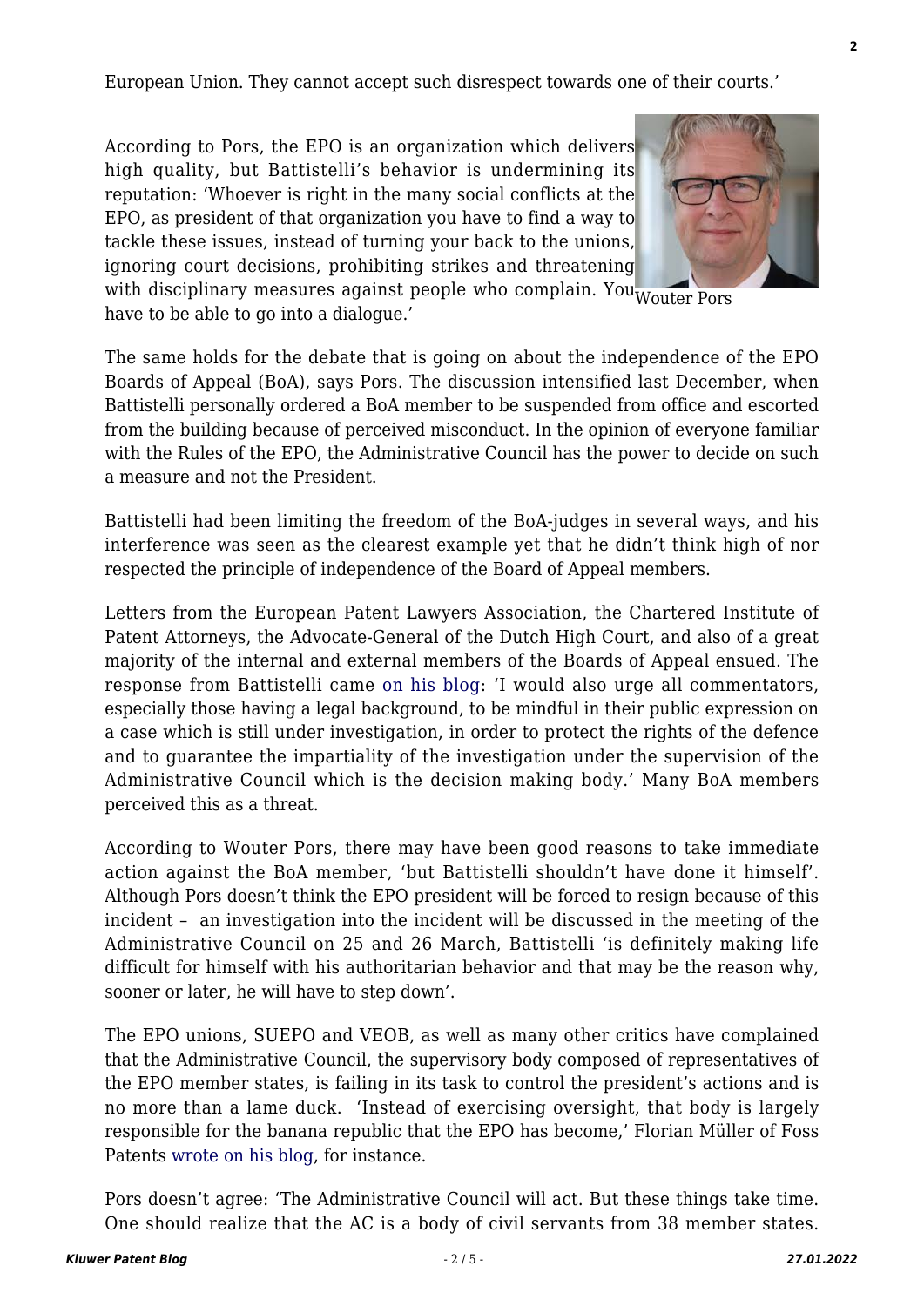European Union. They cannot accept such disrespect towards one of their courts.'

According to Pors, the EPO is an organization which delivers high quality, but Battistelli's behavior is undermining its reputation: 'Whoever is right in the many social conflicts at the EPO, as president of that organization you have to find a way to tackle these issues, instead of turning your back to the unions, ignoring court decisions, prohibiting strikes and threatening with disciplinary measures against people who complain. You have to be able to go into a dialogue.'

Wouter Pors

The same holds for the debate that is going on about the independence of the EPO Boards of Appeal (BoA), says Pors. The discussion intensified last December, when Battistelli personally ordered a BoA member to be suspended from office and escorted from the building because of perceived misconduct. In the opinion of everyone familiar with the Rules of the EPO, the Administrative Council has the power to decide on such a measure and not the President.

Battistelli had been limiting the freedom of the BoA-judges in several ways, and his interference was seen as the clearest example yet that he didn't think high of nor respected the principle of independence of the Board of Appeal members.

Letters from the European Patent Lawyers Association, the Chartered Institute of Patent Attorneys, the Advocate-General of the Dutch High Court, and also of a great majority of the internal and external members of the Boards of Appeal ensued. The response from Battistelli came on his blog: 'I would also urge all commentators, especially those having a legal background, to be mindful in their public expression on a case which is still under investigation, in order to protect the rights of the defence and to guarantee the impartiality of the investigation under the supervision of the Administrative Council which is the decision making body.' Many BoA members perceived this as a threat.

According to Wouter Pors, there may have been good reasons to take immediate action against the BoA member, 'but Battistelli shouldn't have done it himself'. Although Pors doesn't think the EPO president will be forced to resign because of this incident – an investigation into the incident will be discussed in the meeting of the Administrative Council on 25 and 26 March, Battistelli 'is definitely making life difficult for himself with his authoritarian behavior and that may be the reason why, sooner or later, he will have to step down'.

The EPO unions, SUEPO and VEOB, as well as many other critics have complained that the Administrative Council, the supervisory body composed of representatives of the EPO member states, is failing in its task to control the president's actions and is no more than a lame duck. 'Instead of exercising oversight, that body is largely responsible for the banana republic that the EPO has become,' Florian Müller of Foss Patents wrote on his blog, for instance.

Pors doesn't agree: 'The Administrative Council will act. But these things take time. One should realize that the AC is a body of civil servants from 38 member states.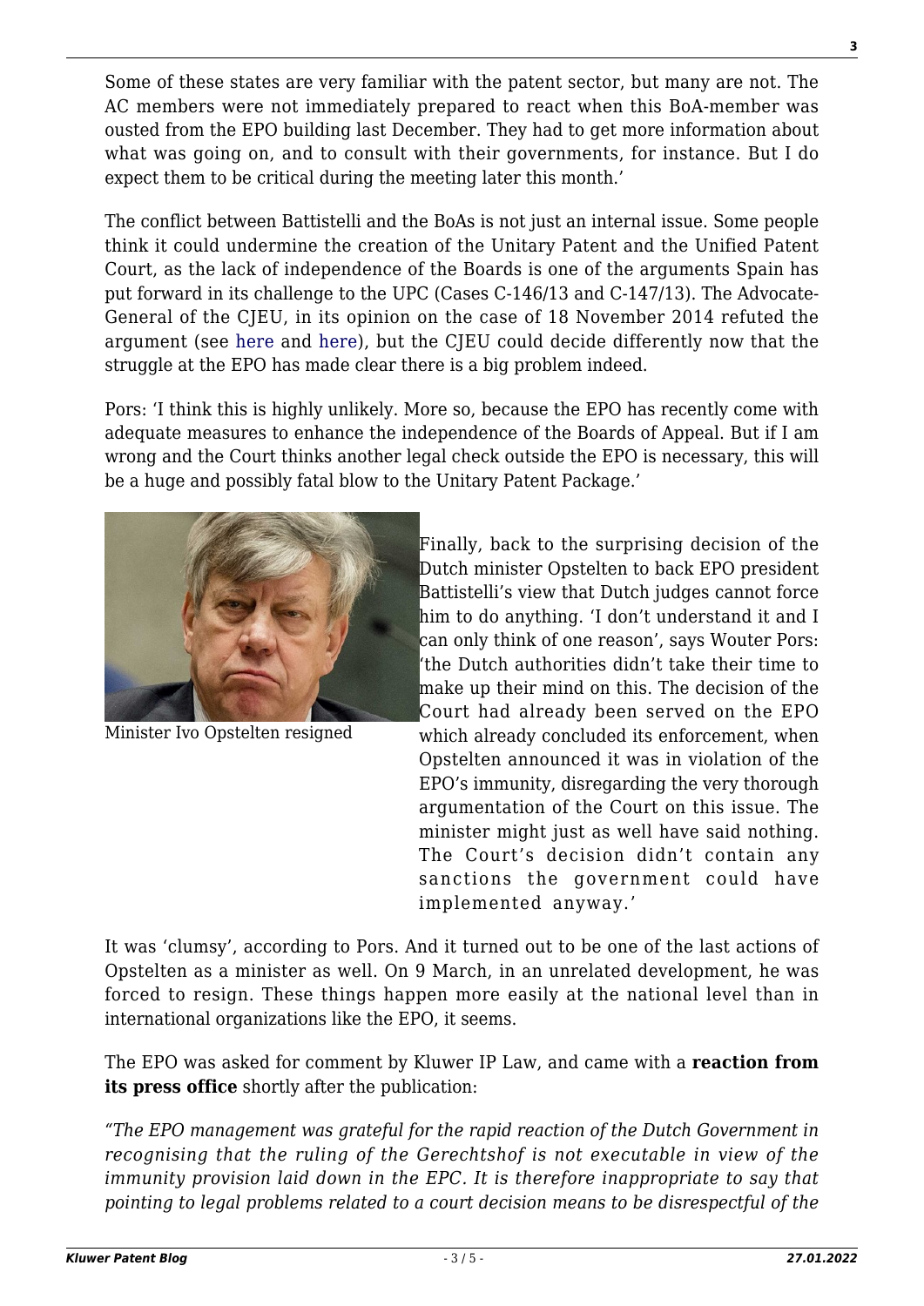Some of these states are very familiar with the patent sector, but many are not. The AC members were not immediately prepared to react when this BoA-member was ousted from the EPO building last December. They had to get more information about what was going on, and to consult with their governments, for instance. But I do expect them to be critical during the meeting later this month.'

The conflict between Battistelli and the BoAs is not just an internal issue. Some people think it could undermine the creation of the Unitary Patent and the Unified Patent Court, as the lack of independence of the Boards is one of the arguments Spain has put forward in its challenge to the UPC (Cases C-146/13 and C-147/13). The Advocate-General of the CJEU, in its opinion on the case of 18 November 2014 refuted the argument (see here and here), but the CJEU could decide differently now that the struggle at the EPO has made clear there is a big problem indeed.

Pors: 'I think this is highly unlikely. More so, because the EPO has recently come with adequate measures to enhance the independence of the Boards of Appeal. But if I am wrong and the Court thinks another legal check outside the EPO is necessary, this will be a huge and possibly fatal blow to the Unitary Patent Package.'

Minister Ivo Opstelten resigned

Finally, back to the surprising decision of the Dutch minister Opstelten to back EPO president Battistelli's view that Dutch judges cannot force him to do anything. 'I don't understand it and I can only think of one reason', says Wouter Pors: 'the Dutch authorities didn't take their time to make up their mind on this. The decision of the Court had already been served on the EPO which already concluded its enforcement, when Opstelten announced it was in violation of the EPO's immunity, disregarding the very thorough argumentation of the Court on this issue. The minister might just as well have said nothing. The Court's decision didn't contain any sanctions the government could have implemented anyway.'

It was 'clumsy', according to Pors. And it turned out to be one of the last actions of Opstelten as a minister as well. On 9 March, in an unrelated development, he was forced to resign. These things happen more easily at the national level than in international organizations like the EPO, it seems.

The EPO was asked for comment by Kluwer IP Law, and came with a **reaction from its press office** shortly after the publication:

*"The EPO management was grateful for the rapid reaction of the Dutch Government in recognising that the ruling of the Gerechtshof is not executable in view of the immunity provision laid down in the EPC. It is therefore inappropriate to say that pointing to legal problems related to a court decision means to be disrespectful of the*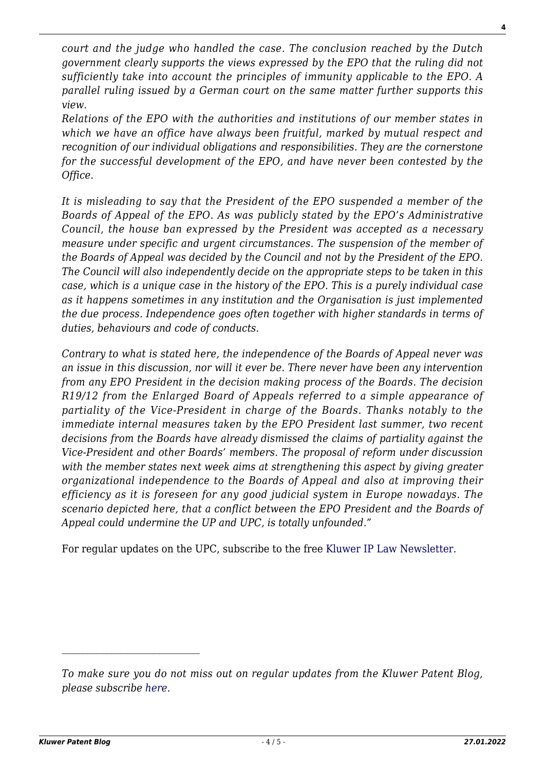*court and the judge who handled the case. The conclusion reached by the Dutch government clearly supports the views expressed by the EPO that the ruling did not sufficiently take into account the principles of immunity applicable to the EPO. A parallel ruling issued by a German court on the same matter further supports this view.*
*Relations of the EPO with the authorities and institutions of our member states in which we have an office have always been fruitful, marked by mutual respect and recognition of our individual obligations and responsibilities. They are the cornerstone for the successful development of the EPO, and have never been contested by the Office.*

*It is misleading to say that the President of the EPO suspended a member of the Boards of Appeal of the EPO. As was publicly stated by the EPO's Administrative Council, the house ban expressed by the President was accepted as a necessary measure under specific and urgent circumstances. The suspension of the member of the Boards of Appeal was decided by the Council and not by the President of the EPO. The Council will also independently decide on the appropriate steps to be taken in this case, which is a unique case in the history of the EPO. This is a purely individual case as it happens sometimes in any institution and the Organisation is just implemented the due process. Independence goes often together with higher standards in terms of duties, behaviours and code of conducts.*

*Contrary to what is stated here, the independence of the Boards of Appeal never was an issue in this discussion, nor will it ever be. There never have been any intervention from any EPO President in the decision making process of the Boards. The decision R19/12 from the Enlarged Board of Appeals referred to a simple appearance of partiality of the Vice-President in charge of the Boards. Thanks notably to the immediate internal measures taken by the EPO President last summer, two recent decisions from the Boards have already dismissed the claims of partiality against the Vice-President and other Boards' members. The proposal of reform under discussion with the member states next week aims at strengthening this aspect by giving greater organizational independence to the Boards of Appeal and also at improving their efficiency as it is foreseen for any good judicial system in Europe nowadays. The scenario depicted here, that a conflict between the EPO President and the Boards of Appeal could undermine the UP and UPC, is totally unfounded."*

For regular updates on the UPC, subscribe to the free Kluwer IP Law Newsletter.

---

*To make sure you do not miss out on regular updates from the Kluwer Patent Blog, please subscribe here.*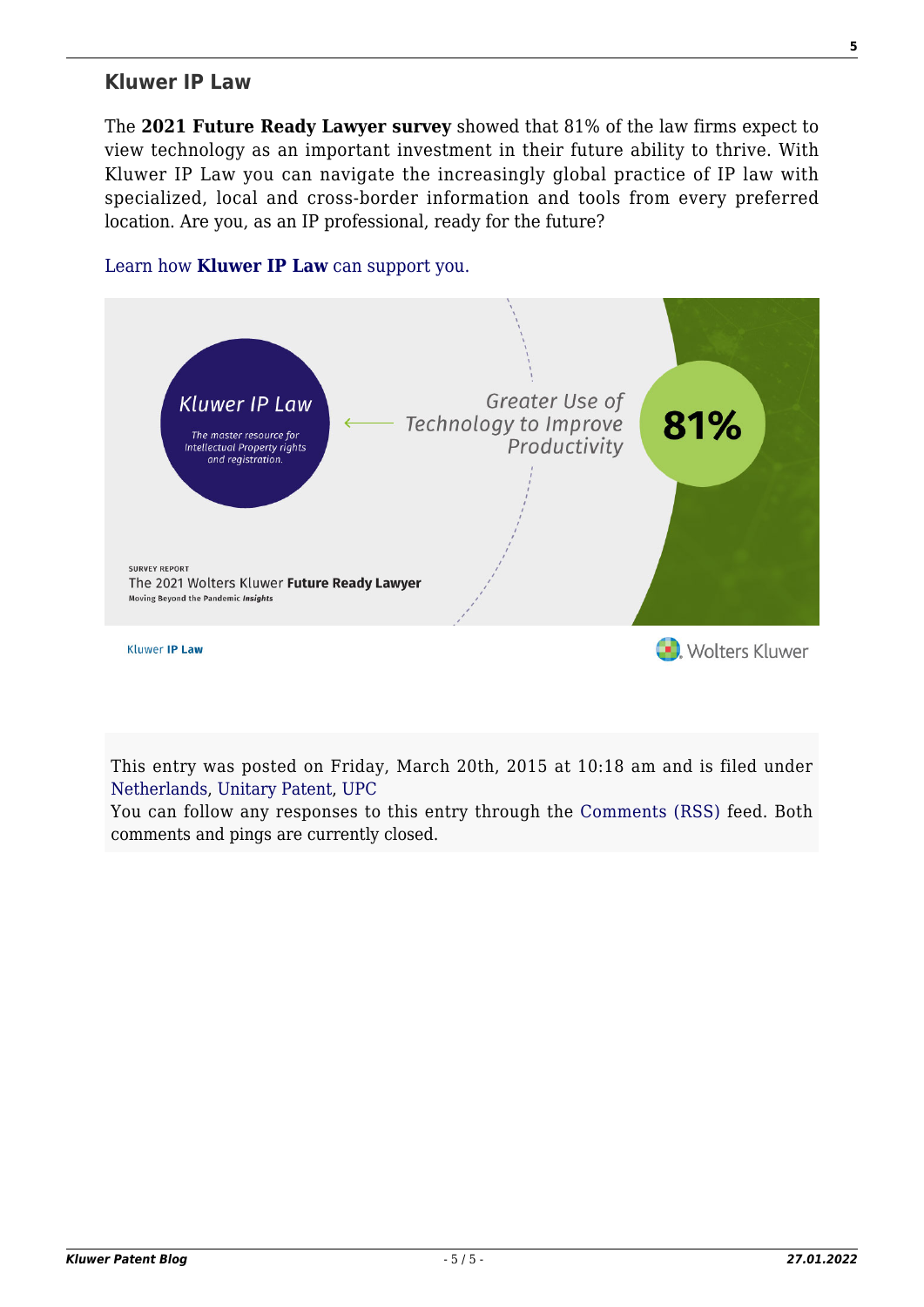## Kluwer IP Law

The **2021 Future Ready Lawyer survey** showed that 81% of the law firms expect to view technology as an important investment in their future ability to thrive. With Kluwer IP Law you can navigate the increasingly global practice of IP law with specialized, local and cross-border information and tools from every preferred location. Are you, as an IP professional, ready for the future?

Learn how **Kluwer IP Law** can support you.

Kluwer IP Law

The master resource for Intellectual Property rights and registration.

Greater Use of Technology to Improve Productivity

81%

SURVEY REPORT

The 2021 Wolters Kluwer **Future Ready Lawyer**

Moving Beyond the Pandemic *Insights*

Kluwer **IP Law**

Wolters Kluwer

This entry was posted on Friday, March 20th, 2015 at 10:18 am and is filed under Netherlands, Unitary Patent, UPC
You can follow any responses to this entry through the Comments (RSS) feed. Both comments and pings are currently closed.